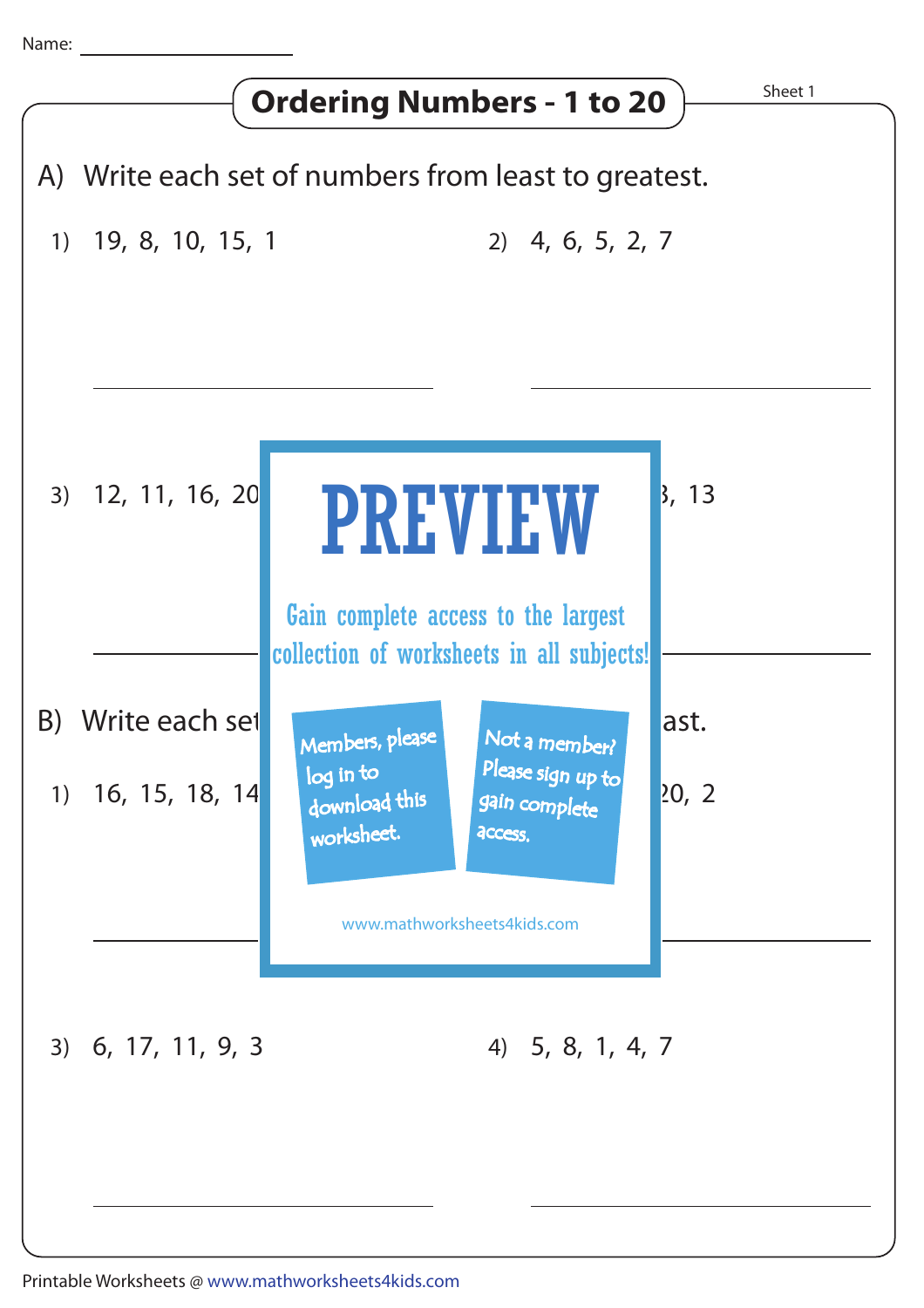Name: ___________________

# Ordering Numbers - 1 to 20

Sheet 1

## A) Write each set of numbers from least to greatest.

1) 19, 8, 10, 15, 1

___________________

2) 4, 6, 5, 2, 7

___________________

3) 12, 11, 16, 20

___________________

4) 3, 13

___________________

PREVIEW

Gain complete access to the largest collection of worksheets in all subjects!

Members, please log in to download this worksheet.

Not a member? Please sign up to gain complete access.

www.mathworksheets4kids.com

## B) Write each set ast.

1) 16, 15, 18, 14

___________________

2) 20, 2

___________________

3) 6, 17, 11, 9, 3

___________________

4) 5, 8, 1, 4, 7

___________________

Printable Worksheets @ www.mathworksheets4kids.com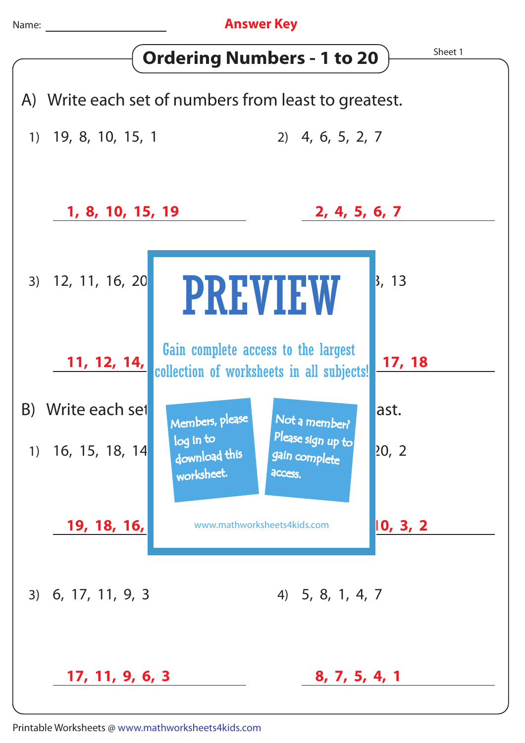Name: ____________ **Answer Key**

# Ordering Numbers - 1 to 20

Sheet 1

## A) Write each set of numbers from least to greatest.

1) 19, 8, 10, 15, 1

**1, 8, 10, 15, 19**

2) 4, 6, 5, 2, 7

**2, 4, 5, 6, 7**

3) 12, 11, 16, 20

**11, 12, 14,**

3, 13

**17, 18**

PREVIEW

Gain complete access to the largest collection of worksheets in all subjects!

Members, please log in to download this worksheet.

Not a member? Please sign up to gain complete access.

www.mathworksheets4kids.com

## B) Write each set ... ast.

1) 16, 15, 18, 14

**19, 18, 16,**

20, 2

**10, 3, 2**

3) 6, 17, 11, 9, 3

**17, 11, 9, 6, 3**

4) 5, 8, 1, 4, 7

**8, 7, 5, 4, 1**